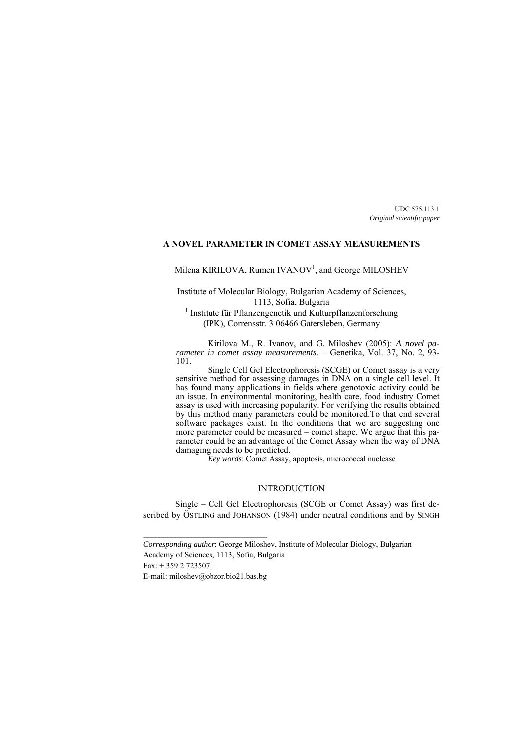UDC 575.113.1
*Original scientific paper*

# A NOVEL PARAMETER IN COMET ASSAY MEASUREMENTS

Milena KIRILOVA, Rumen IVANOV[1], and George MILOSHEV

Institute of Molecular Biology, Bulgarian Academy of Sciences,
1113, Sofia, Bulgaria
[1] Institute für Pflanzengenetik und Kulturpflanzenforschung
(IPK), Corrensstr. 3 06466 Gatersleben, Germany

Kirilova M., R. Ivanov, and G. Miloshev (2005): *A novel parameter in comet assay measurements*. – Genetika, Vol. 37, No. 2, 93-101.

Single Cell Gel Electrophoresis (SCGE) or Comet assay is a very sensitive method for assessing damages in DNA on a single cell level. It has found many applications in fields where genotoxic activity could be an issue. In environmental monitoring, health care, food industry Comet assay is used with increasing popularity. For verifying the results obtained by this method many parameters could be monitored.To that end several software packages exist. In the conditions that we are suggesting one more parameter could be measured – comet shape. We argue that this parameter could be an advantage of the Comet Assay when the way of DNA damaging needs to be predicted.

*Key words*: Comet Assay, apoptosis, micrococcal nuclease

## INTRODUCTION

Single – Cell Gel Electrophoresis (SCGE or Comet Assay) was first described by ÖSTLING and JOHANSON (1984) under neutral conditions and by SINGH

---

*Corresponding author*: George Miloshev, Institute of Molecular Biology, Bulgarian Academy of Sciences, 1113, Sofia, Bulgaria

Fax: + 359 2 723507;

E-mail: miloshev@obzor.bio21.bas.bg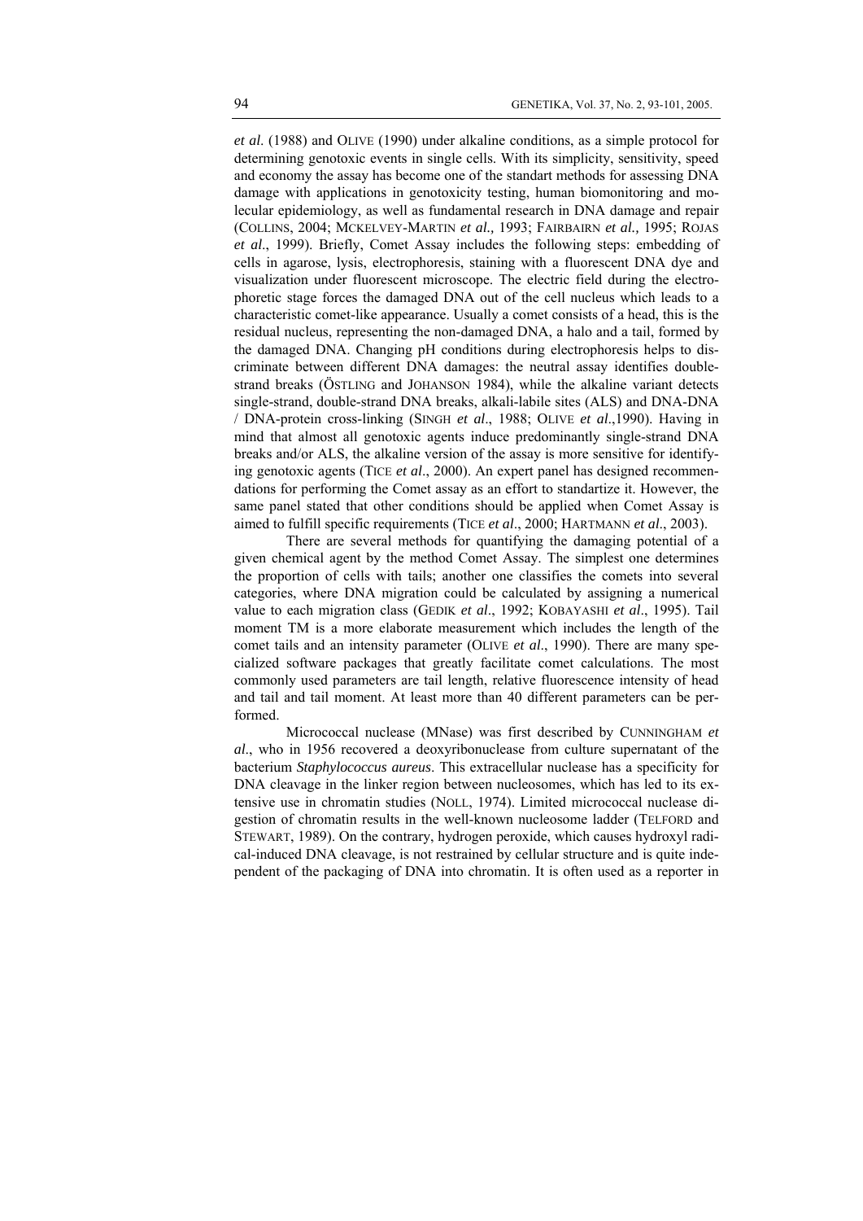*et al.* (1988) and OLIVE (1990) under alkaline conditions, as a simple protocol for determining genotoxic events in single cells. With its simplicity, sensitivity, speed and economy the assay has become one of the standart methods for assessing DNA damage with applications in genotoxicity testing, human biomonitoring and molecular epidemiology, as well as fundamental research in DNA damage and repair (COLLINS, 2004; MCKELVEY-MARTIN *et al.,* 1993; FAIRBAIRN *et al.,* 1995; ROJAS *et al*., 1999). Briefly, Comet Assay includes the following steps: embedding of cells in agarose, lysis, electrophoresis, staining with a fluorescent DNA dye and visualization under fluorescent microscope. The electric field during the electrophoretic stage forces the damaged DNA out of the cell nucleus which leads to a characteristic comet-like appearance. Usually a comet consists of a head, this is the residual nucleus, representing the non-damaged DNA, a halo and a tail, formed by the damaged DNA. Changing pH conditions during electrophoresis helps to discriminate between different DNA damages: the neutral assay identifies double-strand breaks (ÖSTLING and JOHANSON 1984), while the alkaline variant detects single-strand, double-strand DNA breaks, alkali-labile sites (ALS) and DNA-DNA / DNA-protein cross-linking (SINGH *et al*., 1988; OLIVE *et al*.,1990). Having in mind that almost all genotoxic agents induce predominantly single-strand DNA breaks and/or ALS, the alkaline version of the assay is more sensitive for identifying genotoxic agents (TICE *et al*., 2000). An expert panel has designed recommendations for performing the Comet assay as an effort to standartize it. However, the same panel stated that other conditions should be applied when Comet Assay is aimed to fulfill specific requirements (TICE *et al*., 2000; HARTMANN *et al*., 2003).

There are several methods for quantifying the damaging potential of a given chemical agent by the method Comet Assay. The simplest one determines the proportion of cells with tails; another one classifies the comets into several categories, where DNA migration could be calculated by assigning a numerical value to each migration class (GEDIK *et al*., 1992; KOBAYASHI *et al*., 1995). Tail moment TM is a more elaborate measurement which includes the length of the comet tails and an intensity parameter (OLIVE *et al*., 1990). There are many specialized software packages that greatly facilitate comet calculations. The most commonly used parameters are tail length, relative fluorescence intensity of head and tail and tail moment. At least more than 40 different parameters can be performed.

Micrococcal nuclease (MNase) was first described by CUNNINGHAM *et al*., who in 1956 recovered a deoxyribonuclease from culture supernatant of the bacterium *Staphylococcus aureus*. This extracellular nuclease has a specificity for DNA cleavage in the linker region between nucleosomes, which has led to its extensive use in chromatin studies (NOLL, 1974). Limited micrococcal nuclease digestion of chromatin results in the well-known nucleosome ladder (TELFORD and STEWART, 1989). On the contrary, hydrogen peroxide, which causes hydroxyl radical-induced DNA cleavage, is not restrained by cellular structure and is quite independent of the packaging of DNA into chromatin. It is often used as a reporter in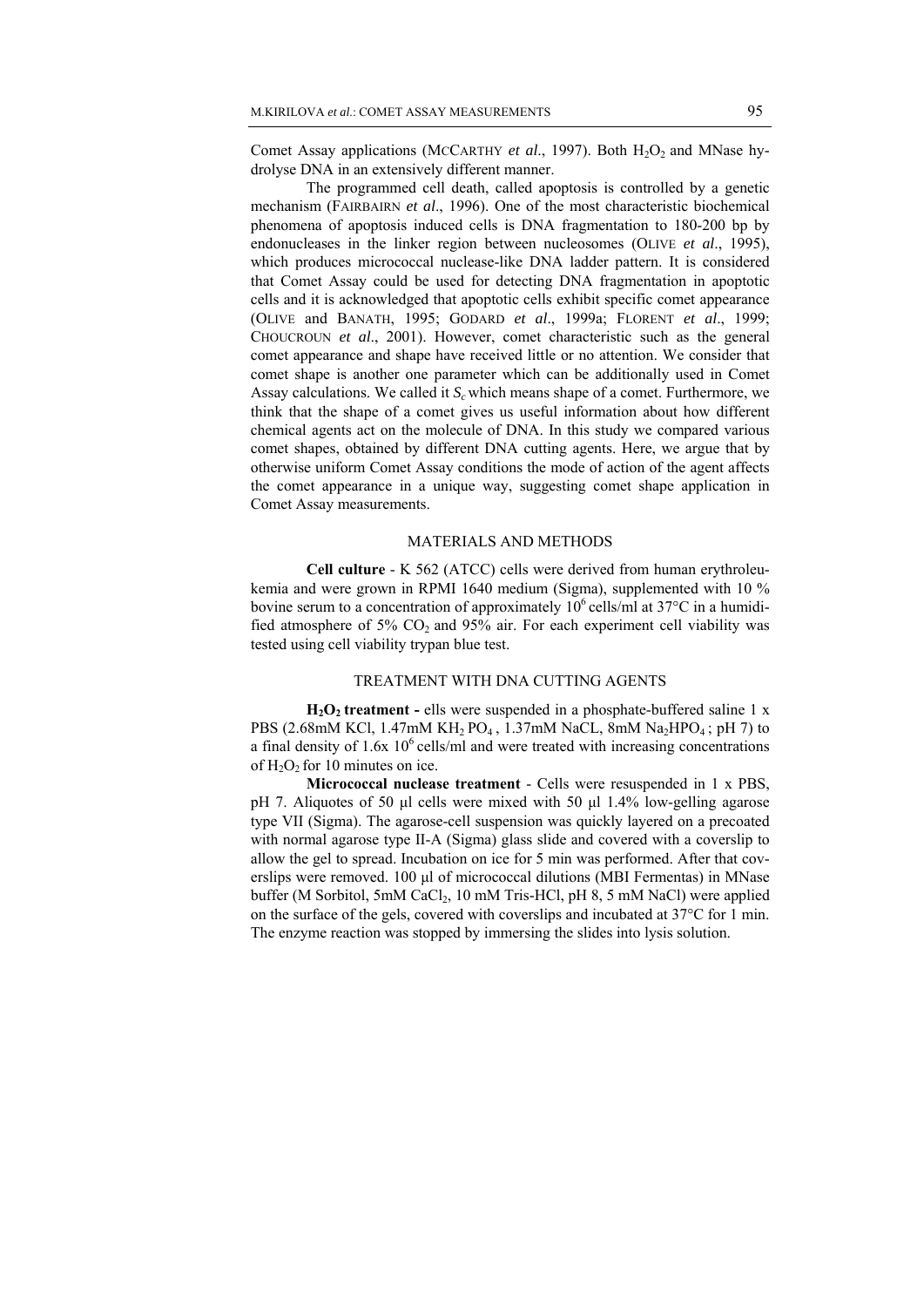Comet Assay applications (McCarthy *et al*., 1997). Both $H_2O_2$ and MNase hydrolyse DNA in an extensively different manner.

The programmed cell death, called apoptosis is controlled by a genetic mechanism (Fairbairn *et al*., 1996). One of the most characteristic biochemical phenomena of apoptosis induced cells is DNA fragmentation to 180-200 bp by endonucleases in the linker region between nucleosomes (Olive *et al*., 1995), which produces micrococcal nuclease-like DNA ladder pattern. It is considered that Comet Assay could be used for detecting DNA fragmentation in apoptotic cells and it is acknowledged that apoptotic cells exhibit specific comet appearance (Olive and Banath, 1995; Godard *et al*., 1999a; Florent *et al*., 1999; Choucroun *et al*., 2001). However, comet characteristic such as the general comet appearance and shape have received little or no attention. We consider that comet shape is another one parameter which can be additionally used in Comet Assay calculations. We called it $S_c$ which means shape of a comet. Furthermore, we think that the shape of a comet gives us useful information about how different chemical agents act on the molecule of DNA. In this study we compared various comet shapes, obtained by different DNA cutting agents. Here, we argue that by otherwise uniform Comet Assay conditions the mode of action of the agent affects the comet appearance in a unique way, suggesting comet shape application in Comet Assay measurements.

## MATERIALS AND METHODS

**Cell culture** - K 562 (ATCC) cells were derived from human erythroleukemia and were grown in RPMI 1640 medium (Sigma), supplemented with 10 % bovine serum to a concentration of approximately $10^6$ cells/ml at 37°C in a humidified atmosphere of 5% $CO_2$ and 95% air. For each experiment cell viability was tested using cell viability trypan blue test.

## TREATMENT WITH DNA CUTTING AGENTS

**$H_2O_2$ treatment -** ells were suspended in a phosphate-buffered saline 1 x PBS (2.68mM KCl, 1.47mM $KH_2PO_4$ , 1.37mM NaCL, 8mM $Na_2HPO_4$ ; pH 7) to a final density of 1.6x $10^6$ cells/ml and were treated with increasing concentrations of $H_2O_2$ for 10 minutes on ice.

**Micrococcal nuclease treatment** - Cells were resuspended in 1 x PBS, pH 7. Aliquotes of 50 µl cells were mixed with 50 µl 1.4% low-gelling agarose type VII (Sigma). The agarose-cell suspension was quickly layered on a precoated with normal agarose type II-A (Sigma) glass slide and covered with a coverslip to allow the gel to spread. Incubation on ice for 5 min was performed. After that coverslips were removed. 100 µl of micrococcal dilutions (MBI Fermentas) in MNase buffer (M Sorbitol, 5mM $CaCl_2$, 10 mM Tris-HCl, pH 8, 5 mM NaCl) were applied on the surface of the gels, covered with coverslips and incubated at 37°C for 1 min. The enzyme reaction was stopped by immersing the slides into lysis solution.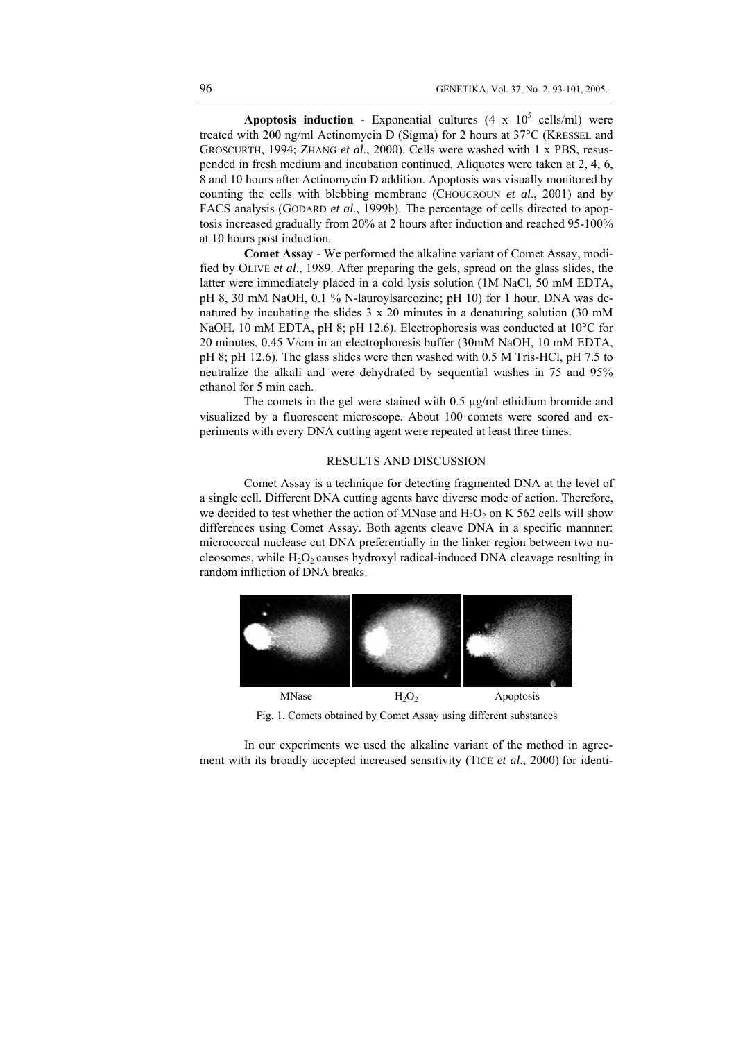**Apoptosis induction** - Exponential cultures (4 x $10^5$ cells/ml) were treated with 200 ng/ml Actinomycin D (Sigma) for 2 hours at 37°C (KRESSEL and GROSCURTH, 1994; ZHANG *et al*., 2000). Cells were washed with 1 x PBS, resuspended in fresh medium and incubation continued. Aliquotes were taken at 2, 4, 6, 8 and 10 hours after Actinomycin D addition. Apoptosis was visually monitored by counting the cells with blebbing membrane (CHOUCROUN *et al*., 2001) and by FACS analysis (GODARD *et al*., 1999b). The percentage of cells directed to apoptosis increased gradually from 20% at 2 hours after induction and reached 95-100% at 10 hours post induction.

**Comet Assay** - We performed the alkaline variant of Comet Assay, modified by OLIVE *et al*., 1989. After preparing the gels, spread on the glass slides, the latter were immediately placed in a cold lysis solution (1M NaCl, 50 mM EDTA, pH 8, 30 mM NaOH, 0.1 % N-lauroylsarcozine; pH 10) for 1 hour. DNA was denatured by incubating the slides 3 x 20 minutes in a denaturing solution (30 mM NaOH, 10 mM EDTA, pH 8; pH 12.6). Electrophoresis was conducted at 10°C for 20 minutes, 0.45 V/cm in an electrophoresis buffer (30mM NaOH, 10 mM EDTA, pH 8; pH 12.6). The glass slides were then washed with 0.5 M Tris-HCl, pH 7.5 to neutralize the alkali and were dehydrated by sequential washes in 75 and 95% ethanol for 5 min each.

The comets in the gel were stained with 0.5 µg/ml ethidium bromide and visualized by a fluorescent microscope. About 100 comets were scored and experiments with every DNA cutting agent were repeated at least three times.

## RESULTS AND DISCUSSION

Comet Assay is a technique for detecting fragmented DNA at the level of a single cell. Different DNA cutting agents have diverse mode of action. Therefore, we decided to test whether the action of MNase and $H_2O_2$ on K 562 cells will show differences using Comet Assay. Both agents cleave DNA in a specific mannner: micrococcal nuclease cut DNA preferentially in the linker region between two nucleosomes, while $H_2O_2$ causes hydroxyl radical-induced DNA cleavage resulting in random infliction of DNA breaks.

MNase $H_2O_2$ Apoptosis

Fig. 1. Comets obtained by Comet Assay using different substances

In our experiments we used the alkaline variant of the method in agreement with its broadly accepted increased sensitivity (TICE *et al*., 2000) for identi-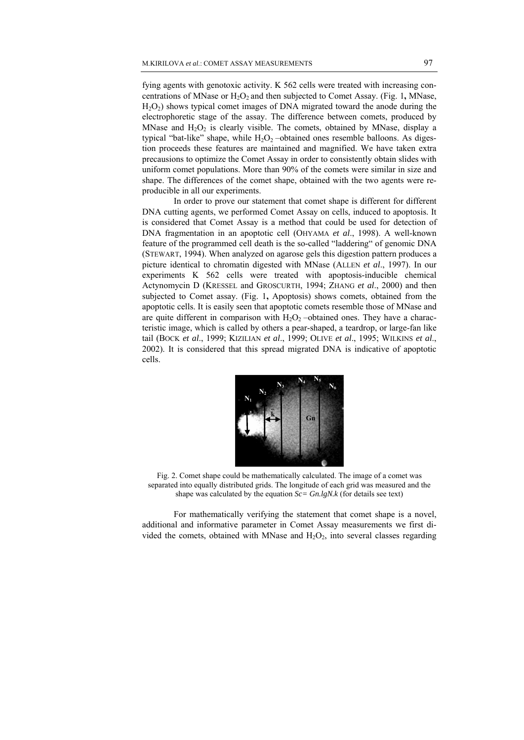fying agents with genotoxic activity. K 562 cells were treated with increasing concentrations of MNase or $H_2O_2$ and then subjected to Comet Assay. (Fig. 1**,** MNase, $H_2O_2$) shows typical comet images of DNA migrated toward the anode during the electrophoretic stage of the assay. The difference between comets, produced by MNase and $H_2O_2$ is clearly visible. The comets, obtained by MNase, display a typical "bat-like" shape, while $H_2O_2$ –obtained ones resemble balloons. As digestion proceeds these features are maintained and magnified. We have taken extra precausions to optimize the Comet Assay in order to consistently obtain slides with uniform comet populations. More than 90% of the comets were similar in size and shape. The differences of the comet shape, obtained with the two agents were reproducible in all our experiments.

In order to prove our statement that comet shape is different for different DNA cutting agents, we performed Comet Assay on cells, induced to apoptosis. It is considered that Comet Assay is a method that could be used for detection of DNA fragmentation in an apoptotic cell (OHYAMA *et al*., 1998). A well-known feature of the programmed cell death is the so-called "laddering" of genomic DNA (STEWART, 1994). When analyzed on agarose gels this digestion pattern produces a picture identical to chromatin digested with MNase (ALLEN *et al*., 1997). In our experiments K 562 cells were treated with apoptosis-inducible chemical Actynomycin D (KRESSEL and GROSCURTH, 1994; ZHANG *et al*., 2000) and then subjected to Comet assay. (Fig. 1**,** Apoptosis) shows comets, obtained from the apoptotic cells. It is easily seen that apoptotic comets resemble those of MNase and are quite different in comparison with $H_2O_2$ –obtained ones. They have a characteristic image, which is called by others a pear-shaped, a teardrop, or large-fan like tail (BOCK *et al*., 1999; KIZILIAN *et al*., 1999; OLIVE *et al*., 1995; WILKINS *et al*., 2002). It is considered that this spread migrated DNA is indicative of apoptotic cells.

Fig. 2. Comet shape could be mathematically calculated. The image of a comet was separated into equally distributed grids. The longitude of each grid was measured and the shape was calculated by the equation $Sc = Gn.lgN.k$ (for details see text)

For mathematically verifying the statement that comet shape is a novel, additional and informative parameter in Comet Assay measurements we first divided the comets, obtained with MNase and $H_2O_2$, into several classes regarding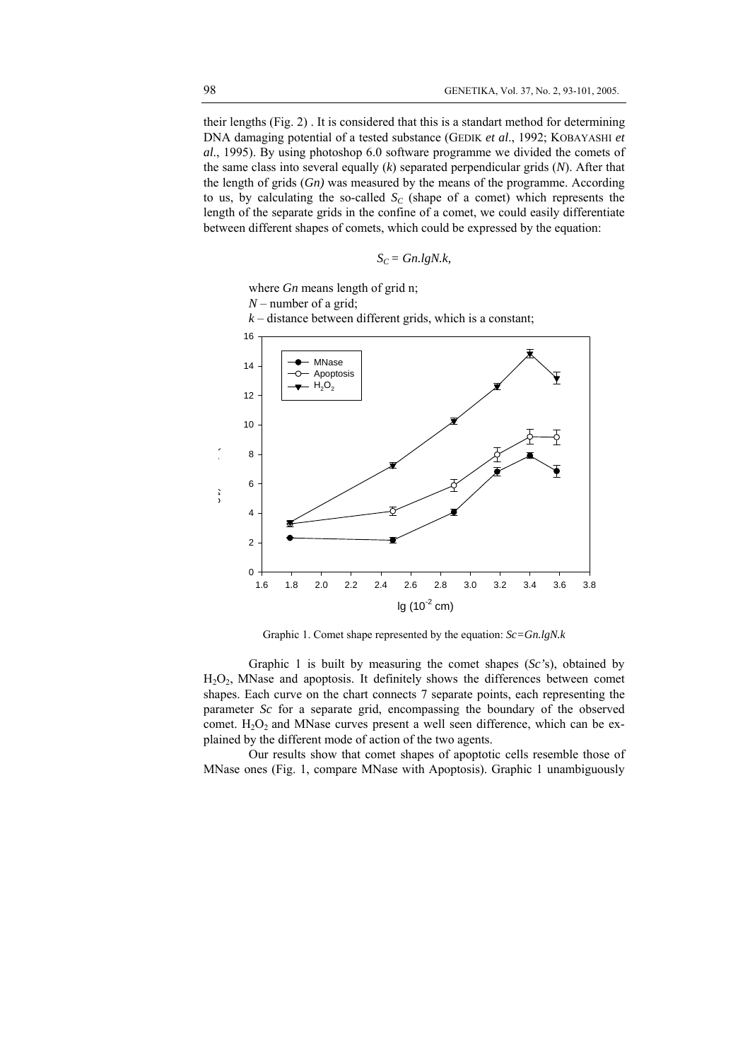their lengths (Fig. 2) . It is considered that this is a standart method for determining DNA damaging potential of a tested substance (GEDIK *et al*., 1992; KOBAYASHI *et al*., 1995). By using photoshop 6.0 software programme we divided the comets of the same class into several equally ($k$) separated perpendicular grids ($N$). After that the length of grids ($Gn$) was measured by the means of the programme. According to us, by calculating the so-called $S_C$ (shape of a comet) which represents the length of the separate grids in the confine of a comet, we could easily differentiate between different shapes of comets, which could be expressed by the equation:

$$S_C = Gn.lgN.k,$$

where $Gn$ means length of grid n;
$N$ – number of a grid;
$k$ – distance between different grids, which is a constant;

Graphic 1. Comet shape represented by the equation: $Sc=Gn.lgN.k$

Graphic 1 is built by measuring the comet shapes ($Sc$'s), obtained by $H_2O_2$, MNase and apoptosis. It definitely shows the differences between comet shapes. Each curve on the chart connects 7 separate points, each representing the parameter $Sc$ for a separate grid, encompassing the boundary of the observed comet. $H_2O_2$ and MNase curves present a well seen difference, which can be explained by the different mode of action of the two agents.

Our results show that comet shapes of apoptotic cells resemble those of MNase ones (Fig. 1, compare MNase with Apoptosis). Graphic 1 unambiguously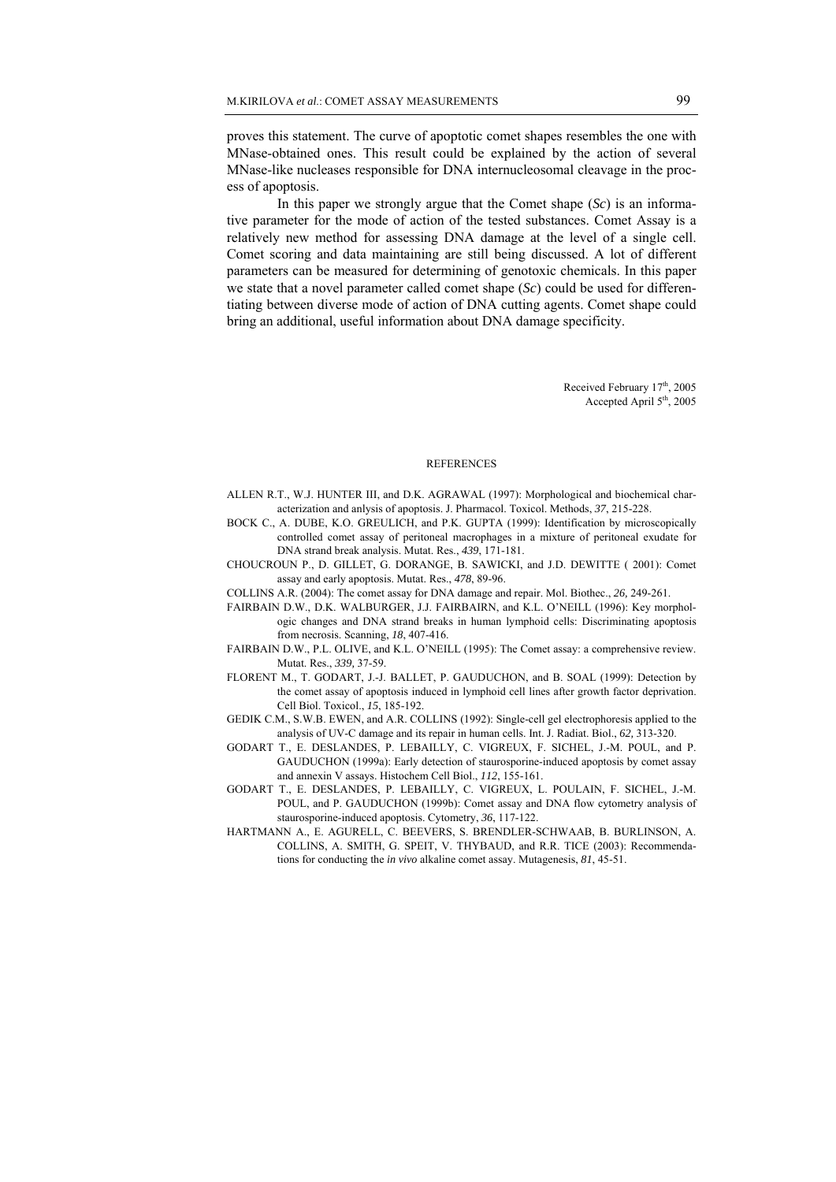proves this statement. The curve of apoptotic comet shapes resembles the one with MNase-obtained ones. This result could be explained by the action of several MNase-like nucleases responsible for DNA internucleosomal cleavage in the process of apoptosis.

In this paper we strongly argue that the Comet shape (*Sc*) is an informative parameter for the mode of action of the tested substances. Comet Assay is a relatively new method for assessing DNA damage at the level of a single cell. Comet scoring and data maintaining are still being discussed. A lot of different parameters can be measured for determining of genotoxic chemicals. In this paper we state that a novel parameter called comet shape (*Sc*) could be used for differentiating between diverse mode of action of DNA cutting agents. Comet shape could bring an additional, useful information about DNA damage specificity.

Received February 17th, 2005
Accepted April 5th, 2005

## REFERENCES

ALLEN R.T., W.J. HUNTER III, and D.K. AGRAWAL (1997): Morphological and biochemical characterization and anlysis of apoptosis. J. Pharmacol. Toxicol. Methods, *37*, 215-228.

BOCK C., A. DUBE, K.O. GREULICH, and P.K. GUPTA (1999): Identification by microscopically controlled comet assay of peritoneal macrophages in a mixture of peritoneal exudate for DNA strand break analysis. Mutat. Res., *439*, 171-181.

CHOUCROUN P., D. GILLET, G. DORANGE, B. SAWICKI, and J.D. DEWITTE ( 2001): Comet assay and early apoptosis. Mutat. Res., *478*, 89-96.

COLLINS A.R. (2004): The comet assay for DNA damage and repair. Mol. Biothec., *26*, 249-261.

FAIRBAIN D.W., D.K. WALBURGER, J.J. FAIRBAIRN, and K.L. O'NEILL (1996): Key morphologic changes and DNA strand breaks in human lymphoid cells: Discriminating apoptosis from necrosis. Scanning, *18*, 407-416.

FAIRBAIN D.W., P.L. OLIVE, and K.L. O'NEILL (1995): The Comet assay: a comprehensive review. Mutat. Res., *339,* 37-59.

FLORENT M., T. GODART, J.-J. BALLET, P. GAUDUCHON, and B. SOAL (1999): Detection by the comet assay of apoptosis induced in lymphoid cell lines after growth factor deprivation. Cell Biol. Toxicol., *15*, 185-192.

GEDIK C.M., S.W.B. EWEN, and A.R. COLLINS (1992): Single-cell gel electrophoresis applied to the analysis of UV-C damage and its repair in human cells. Int. J. Radiat. Biol., *62,* 313-320.

GODART T., E. DESLANDES, P. LEBAILLY, C. VIGREUX, F. SICHEL, J.-M. POUL, and P. GAUDUCHON (1999a): Early detection of staurosporine-induced apoptosis by comet assay and annexin V assays. Histochem Cell Biol., *112*, 155-161.

GODART T., E. DESLANDES, P. LEBAILLY, C. VIGREUX, L. POULAIN, F. SICHEL, J.-M. POUL, and P. GAUDUCHON (1999b): Comet assay and DNA flow cytometry analysis of staurosporine-induced apoptosis. Cytometry, *36*, 117-122.

HARTMANN A., E. AGURELL, C. BEEVERS, S. BRENDLER-SCHWAAB, B. BURLINSON, A. COLLINS, A. SMITH, G. SPEIT, V. THYBAUD, and R.R. TICE (2003): Recommendations for conducting the *in vivo* alkaline comet assay. Mutagenesis, *81*, 45-51.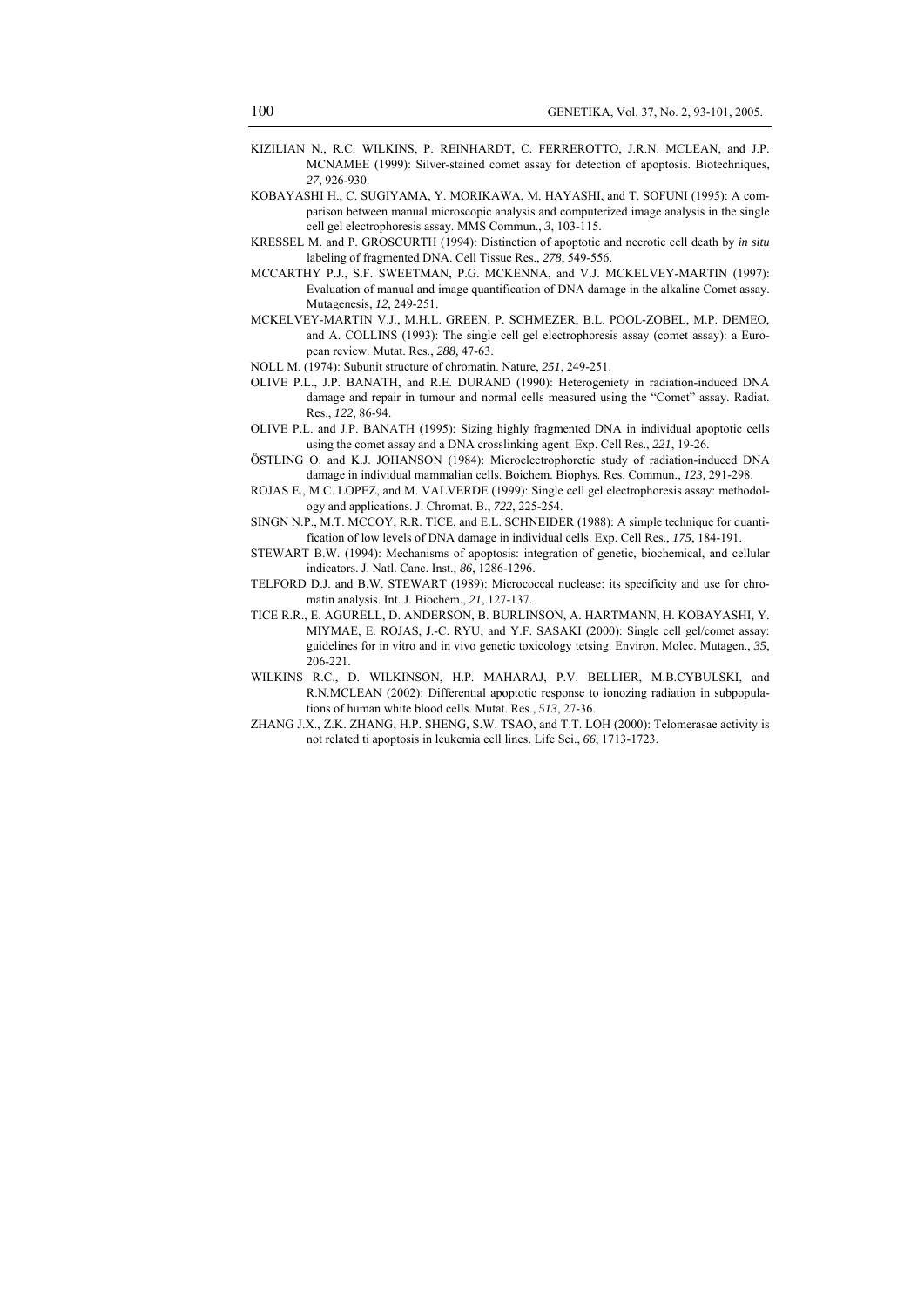KIZILIAN N., R.C. WILKINS, P. REINHARDT, C. FERREROTTO, J.R.N. MCLEAN, and J.P. MCNAMEE (1999): Silver-stained comet assay for detection of apoptosis. Biotechniques, *27*, 926-930.

KOBAYASHI H., C. SUGIYAMA, Y. MORIKAWA, M. HAYASHI, and T. SOFUNI (1995): A comparison between manual microscopic analysis and computerized image analysis in the single cell gel electrophoresis assay. MMS Commun., *3*, 103-115.

KRESSEL M. and P. GROSCURTH (1994): Distinction of apoptotic and necrotic cell death by *in situ* labeling of fragmented DNA. Cell Tissue Res., *278*, 549-556.

MCCARTHY P.J., S.F. SWEETMAN, P.G. MCKENNA, and V.J. MCKELVEY-MARTIN (1997): Evaluation of manual and image quantification of DNA damage in the alkaline Comet assay. Mutagenesis, *12*, 249-251.

MCKELVEY-MARTIN V.J., M.H.L. GREEN, P. SCHMEZER, B.L. POOL-ZOBEL, M.P. DEMEO, and A. COLLINS (1993): The single cell gel electrophoresis assay (comet assay): a European review. Mutat. Res., *288*, 47-63.

NOLL M. (1974): Subunit structure of chromatin. Nature, *251*, 249-251.

OLIVE P.L., J.P. BANATH, and R.E. DURAND (1990): Heterogeniety in radiation-induced DNA damage and repair in tumour and normal cells measured using the "Comet" assay. Radiat. Res., *122*, 86-94.

OLIVE P.L. and J.P. BANATH (1995): Sizing highly fragmented DNA in individual apoptotic cells using the comet assay and a DNA crosslinking agent. Exp. Cell Res., *221*, 19-26.

ÖSTLING O. and K.J. JOHANSON (1984): Microelectrophoretic study of radiation-induced DNA damage in individual mammalian cells. Boichem. Biophys. Res. Commun., *123,* 291-298.

ROJAS E., M.C. LOPEZ, and M. VALVERDE (1999): Single cell gel electrophoresis assay: methodology and applications. J. Chromat. B., *722*, 225-254.

SINGN N.P., M.T. MCCOY, R.R. TICE, and E.L. SCHNEIDER (1988): A simple technique for quantification of low levels of DNA damage in individual cells. Exp. Cell Res., *175*, 184-191.

STEWART B.W. (1994): Mechanisms of apoptosis: integration of genetic, biochemical, and cellular indicators. J. Natl. Canc. Inst., *86*, 1286-1296.

TELFORD D.J. and B.W. STEWART (1989): Micrococcal nuclease: its specificity and use for chromatin analysis. Int. J. Biochem., *21*, 127-137.

TICE R.R., E. AGURELL, D. ANDERSON, B. BURLINSON, A. HARTMANN, H. KOBAYASHI, Y. MIYMAE, E. ROJAS, J.-C. RYU, and Y.F. SASAKI (2000): Single cell gel/comet assay: guidelines for in vitro and in vivo genetic toxicology tetsing. Environ. Molec. Mutagen., *35*, 206-221.

WILKINS R.C., D. WILKINSON, H.P. MAHARAJ, P.V. BELLIER, M.B.CYBULSKI, and R.N.MCLEAN (2002): Differential apoptotic response to ionozing radiation in subpopulations of human white blood cells. Mutat. Res., *513*, 27-36.

ZHANG J.X., Z.K. ZHANG, H.P. SHENG, S.W. TSAO, and T.T. LOH (2000): Telomerasae activity is not related ti apoptosis in leukemia cell lines. Life Sci., *66*, 1713-1723.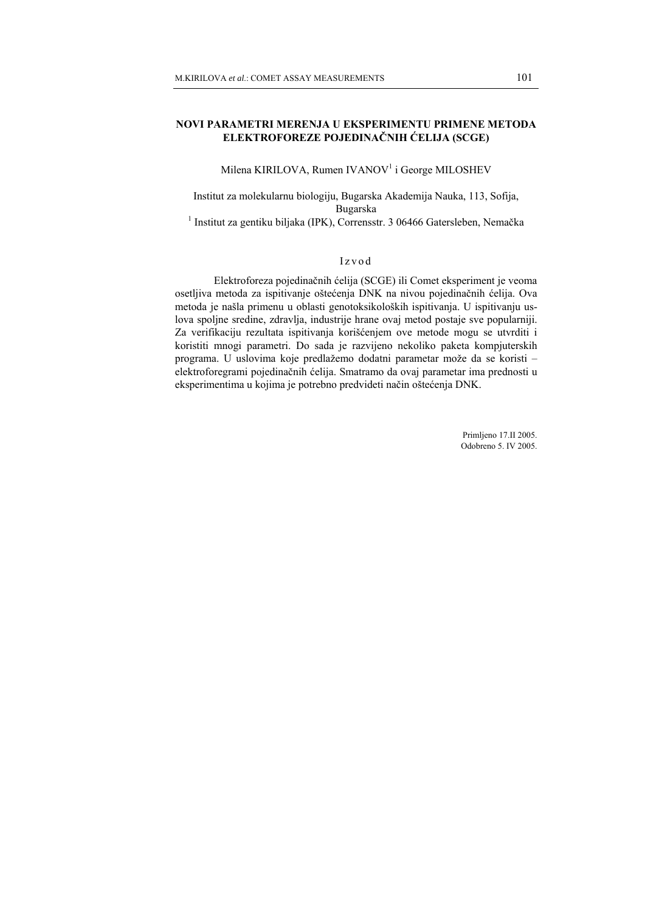# NOVI PARAMETRI MERENJA U EKSPERIMENTU PRIMENE METODA ELEKTROFOREZE POJEDINAČNIH ĆELIJA (SCGE)

Milena KIRILOVA, Rumen IVANOV[1] i George MILOSHEV

Institut za molekularnu biologiju, Bugarska Akademija Nauka, 113, Sofija, Bugarska
[1] Institut za gentiku biljaka (IPK), Corrensstr. 3 06466 Gatersleben, Nemačka

## Izvod

Elektroforeza pojedinačnih ćelija (SCGE) ili Comet eksperiment je veoma osetljiva metoda za ispitivanje oštećenja DNK na nivou pojedinačnih ćelija. Ova metoda je našla primenu u oblasti genotoksikoloških ispitivanja. U ispitivanju uslova spoljne sredine, zdravlja, industrije hrane ovaj metod postaje sve popularniji. Za verifikaciju rezultata ispitivanja korišćenjem ove metode mogu se utvrditi i koristiti mnogi parametri. Do sada je razvijeno nekoliko paketa kompjuterskih programa. U uslovima koje predlažemo dodatni parametar može da se koristi – elektroforegrami pojedinačnih ćelija. Smatramo da ovaj parametar ima prednosti u eksperimentima u kojima je potrebno predvideti način oštećenja DNK.

Primljeno 17.II 2005.
Odobreno 5. IV 2005.